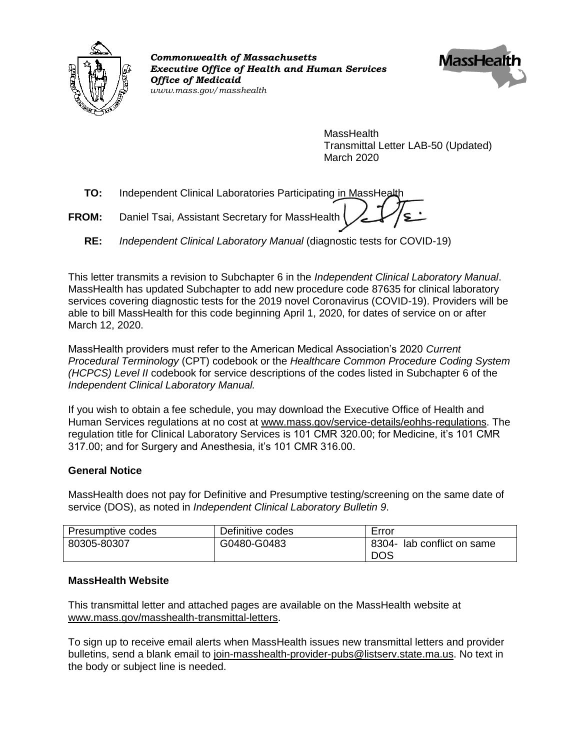*Commonwealth of Massachusetts*
*Executive Office of Health and Human Services*
*Office of Medicaid*
*www.mass.gov/masshealth*

MassHealth
Transmittal Letter LAB-50 (Updated)
March 2020

**TO:** Independent Clinical Laboratories Participating in MassHealth

**FROM:** Daniel Tsai, Assistant Secretary for MassHealth

**RE:** *Independent Clinical Laboratory Manual* (diagnostic tests for COVID-19)

This letter transmits a revision to Subchapter 6 in the *Independent Clinical Laboratory Manual*. MassHealth has updated Subchapter to add new procedure code 87635 for clinical laboratory services covering diagnostic tests for the 2019 novel Coronavirus (COVID-19). Providers will be able to bill MassHealth for this code beginning April 1, 2020, for dates of service on or after March 12, 2020.

MassHealth providers must refer to the American Medical Association's 2020 *Current Procedural Terminology* (CPT) codebook or the *Healthcare Common Procedure Coding System (HCPCS) Level II* codebook for service descriptions of the codes listed in Subchapter 6 of the *Independent Clinical Laboratory Manual.*

If you wish to obtain a fee schedule, you may download the Executive Office of Health and Human Services regulations at no cost at www.mass.gov/service-details/eohhs-regulations. The regulation title for Clinical Laboratory Services is 101 CMR 320.00; for Medicine, it's 101 CMR 317.00; and for Surgery and Anesthesia, it's 101 CMR 316.00.

## General Notice

MassHealth does not pay for Definitive and Presumptive testing/screening on the same date of service (DOS), as noted in *Independent Clinical Laboratory Bulletin 9*.

| Presumptive codes | Definitive codes | Error |
|---|---|---|
| 80305-80307 | G0480-G0483 | 8304- lab conflict on same DOS |

## MassHealth Website

This transmittal letter and attached pages are available on the MassHealth website at www.mass.gov/masshealth-transmittal-letters.

To sign up to receive email alerts when MassHealth issues new transmittal letters and provider bulletins, send a blank email to join-masshealth-provider-pubs@listserv.state.ma.us. No text in the body or subject line is needed.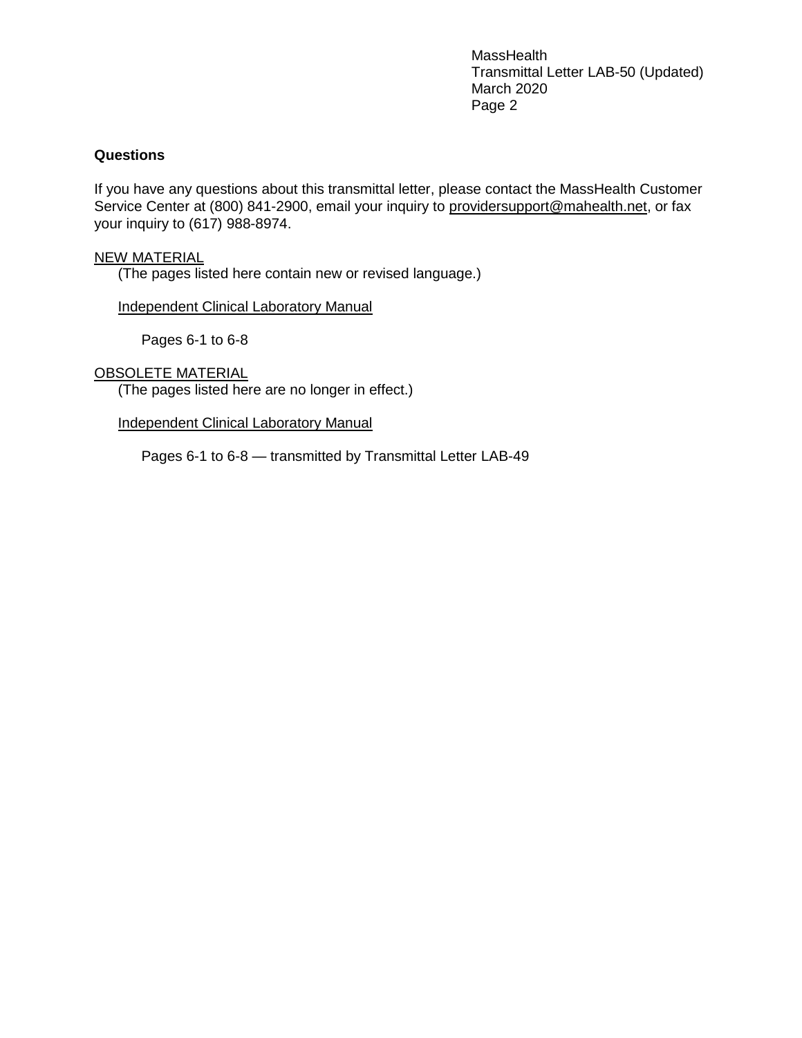**Questions**

If you have any questions about this transmittal letter, please contact the MassHealth Customer Service Center at (800) 841-2900, email your inquiry to providersupport@mahealth.net, or fax your inquiry to (617) 988-8974.

NEW MATERIAL

(The pages listed here contain new or revised language.)

Independent Clinical Laboratory Manual

Pages 6-1 to 6-8

OBSOLETE MATERIAL

(The pages listed here are no longer in effect.)

Independent Clinical Laboratory Manual

Pages 6-1 to 6-8 — transmitted by Transmittal Letter LAB-49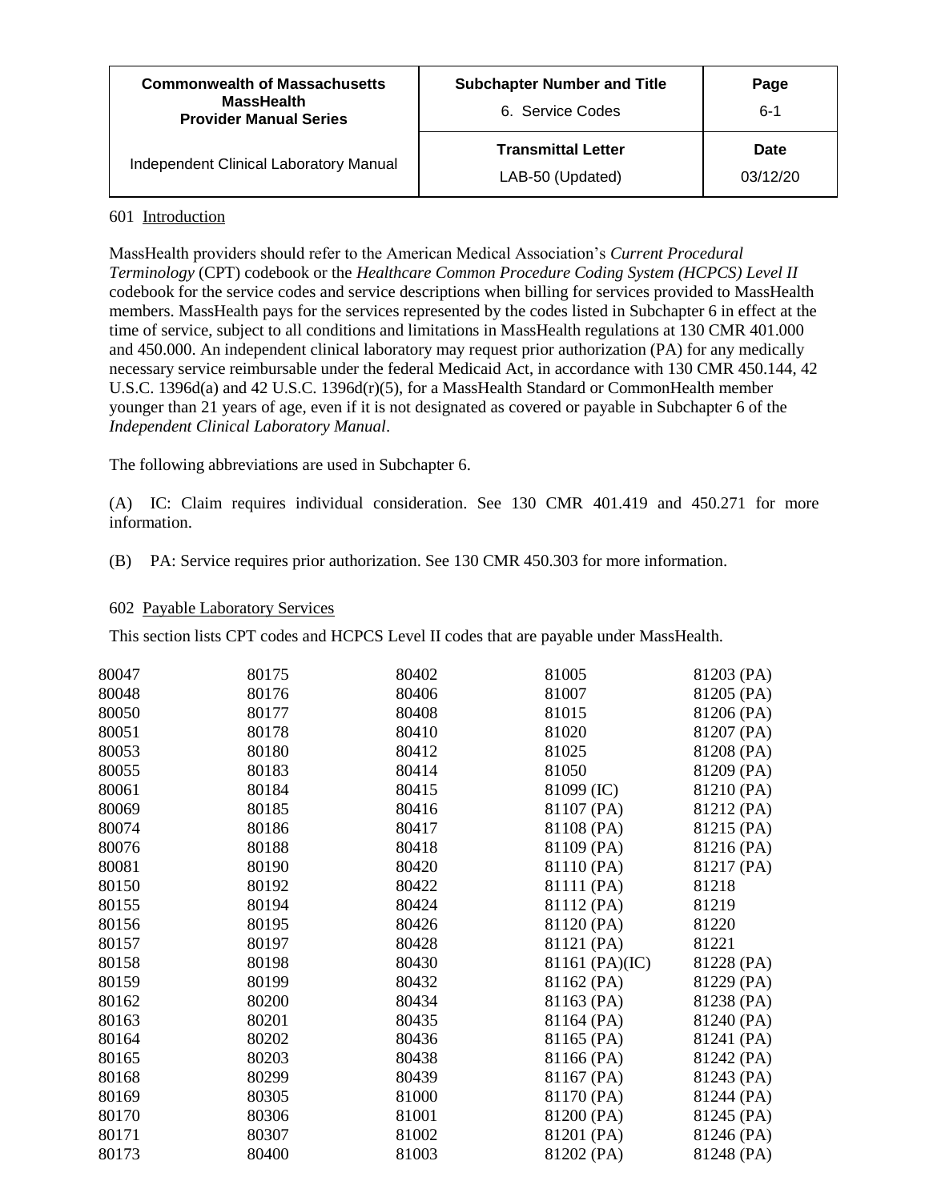| Commonwealth of Massachusetts MassHealth Provider Manual Series | Subchapter Number and Title 6. Service Codes | Page 6-1 |
|---|---|---|
| Independent Clinical Laboratory Manual | Transmittal Letter LAB-50 (Updated) | Date 03/12/20 |

601 Introduction

MassHealth providers should refer to the American Medical Association's *Current Procedural Terminology* (CPT) codebook or the *Healthcare Common Procedure Coding System (HCPCS) Level II* codebook for the service codes and service descriptions when billing for services provided to MassHealth members. MassHealth pays for the services represented by the codes listed in Subchapter 6 in effect at the time of service, subject to all conditions and limitations in MassHealth regulations at 130 CMR 401.000 and 450.000. An independent clinical laboratory may request prior authorization (PA) for any medically necessary service reimbursable under the federal Medicaid Act, in accordance with 130 CMR 450.144, 42 U.S.C. 1396d(a) and 42 U.S.C. 1396d(r)(5), for a MassHealth Standard or CommonHealth member younger than 21 years of age, even if it is not designated as covered or payable in Subchapter 6 of the *Independent Clinical Laboratory Manual*.

The following abbreviations are used in Subchapter 6.

(A) IC: Claim requires individual consideration. See 130 CMR 401.419 and 450.271 for more information.

(B) PA: Service requires prior authorization. See 130 CMR 450.303 for more information.

602 Payable Laboratory Services

This section lists CPT codes and HCPCS Level II codes that are payable under MassHealth.

| | | | | |
|---|---|---|---|---|
| 80047 | 80175 | 80402 | 81005 | 81203 (PA) |
| 80048 | 80176 | 80406 | 81007 | 81205 (PA) |
| 80050 | 80177 | 80408 | 81015 | 81206 (PA) |
| 80051 | 80178 | 80410 | 81020 | 81207 (PA) |
| 80053 | 80180 | 80412 | 81025 | 81208 (PA) |
| 80055 | 80183 | 80414 | 81050 | 81209 (PA) |
| 80061 | 80184 | 80415 | 81099 (IC) | 81210 (PA) |
| 80069 | 80185 | 80416 | 81107 (PA) | 81212 (PA) |
| 80074 | 80186 | 80417 | 81108 (PA) | 81215 (PA) |
| 80076 | 80188 | 80418 | 81109 (PA) | 81216 (PA) |
| 80081 | 80190 | 80420 | 81110 (PA) | 81217 (PA) |
| 80150 | 80192 | 80422 | 81111 (PA) | 81218 |
| 80155 | 80194 | 80424 | 81112 (PA) | 81219 |
| 80156 | 80195 | 80426 | 81120 (PA) | 81220 |
| 80157 | 80197 | 80428 | 81121 (PA) | 81221 |
| 80158 | 80198 | 80430 | 81161 (PA)(IC) | 81228 (PA) |
| 80159 | 80199 | 80432 | 81162 (PA) | 81229 (PA) |
| 80162 | 80200 | 80434 | 81163 (PA) | 81238 (PA) |
| 80163 | 80201 | 80435 | 81164 (PA) | 81240 (PA) |
| 80164 | 80202 | 80436 | 81165 (PA) | 81241 (PA) |
| 80165 | 80203 | 80438 | 81166 (PA) | 81242 (PA) |
| 80168 | 80299 | 80439 | 81167 (PA) | 81243 (PA) |
| 80169 | 80305 | 81000 | 81170 (PA) | 81244 (PA) |
| 80170 | 80306 | 81001 | 81200 (PA) | 81245 (PA) |
| 80171 | 80307 | 81002 | 81201 (PA) | 81246 (PA) |
| 80173 | 80400 | 81003 | 81202 (PA) | 81248 (PA) |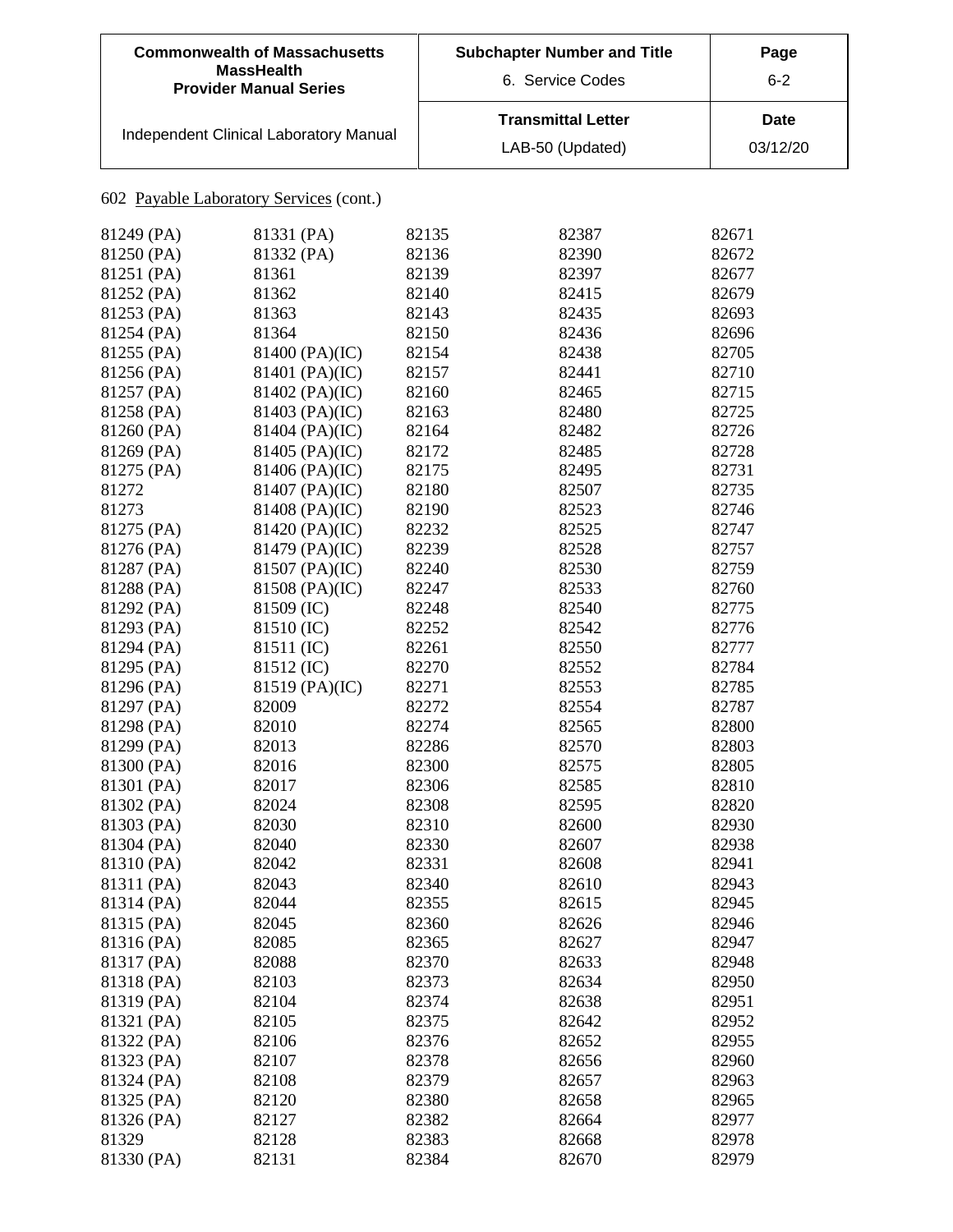602 Payable Laboratory Services (cont.)

| 81249 (PA) | 81331 (PA) | 82135 | 82387 | 82671 |
|---|---|---|---|---|
| 81250 (PA) | 81332 (PA) | 82136 | 82390 | 82672 |
| 81251 (PA) | 81361 | 82139 | 82397 | 82677 |
| 81252 (PA) | 81362 | 82140 | 82415 | 82679 |
| 81253 (PA) | 81363 | 82143 | 82435 | 82693 |
| 81254 (PA) | 81364 | 82150 | 82436 | 82696 |
| 81255 (PA) | 81400 (PA)(IC) | 82154 | 82438 | 82705 |
| 81256 (PA) | 81401 (PA)(IC) | 82157 | 82441 | 82710 |
| 81257 (PA) | 81402 (PA)(IC) | 82160 | 82465 | 82715 |
| 81258 (PA) | 81403 (PA)(IC) | 82163 | 82480 | 82725 |
| 81260 (PA) | 81404 (PA)(IC) | 82164 | 82482 | 82726 |
| 81269 (PA) | 81405 (PA)(IC) | 82172 | 82485 | 82728 |
| 81275 (PA) | 81406 (PA)(IC) | 82175 | 82495 | 82731 |
| 81272 | 81407 (PA)(IC) | 82180 | 82507 | 82735 |
| 81273 | 81408 (PA)(IC) | 82190 | 82523 | 82746 |
| 81275 (PA) | 81420 (PA)(IC) | 82232 | 82525 | 82747 |
| 81276 (PA) | 81479 (PA)(IC) | 82239 | 82528 | 82757 |
| 81287 (PA) | 81507 (PA)(IC) | 82240 | 82530 | 82759 |
| 81288 (PA) | 81508 (PA)(IC) | 82247 | 82533 | 82760 |
| 81292 (PA) | 81509 (IC) | 82248 | 82540 | 82775 |
| 81293 (PA) | 81510 (IC) | 82252 | 82542 | 82776 |
| 81294 (PA) | 81511 (IC) | 82261 | 82550 | 82777 |
| 81295 (PA) | 81512 (IC) | 82270 | 82552 | 82784 |
| 81296 (PA) | 81519 (PA)(IC) | 82271 | 82553 | 82785 |
| 81297 (PA) | 82009 | 82272 | 82554 | 82787 |
| 81298 (PA) | 82010 | 82274 | 82565 | 82800 |
| 81299 (PA) | 82013 | 82286 | 82570 | 82803 |
| 81300 (PA) | 82016 | 82300 | 82575 | 82805 |
| 81301 (PA) | 82017 | 82306 | 82585 | 82810 |
| 81302 (PA) | 82024 | 82308 | 82595 | 82820 |
| 81303 (PA) | 82030 | 82310 | 82600 | 82930 |
| 81304 (PA) | 82040 | 82330 | 82607 | 82938 |
| 81310 (PA) | 82042 | 82331 | 82608 | 82941 |
| 81311 (PA) | 82043 | 82340 | 82610 | 82943 |
| 81314 (PA) | 82044 | 82355 | 82615 | 82945 |
| 81315 (PA) | 82045 | 82360 | 82626 | 82946 |
| 81316 (PA) | 82085 | 82365 | 82627 | 82947 |
| 81317 (PA) | 82088 | 82370 | 82633 | 82948 |
| 81318 (PA) | 82103 | 82373 | 82634 | 82950 |
| 81319 (PA) | 82104 | 82374 | 82638 | 82951 |
| 81321 (PA) | 82105 | 82375 | 82642 | 82952 |
| 81322 (PA) | 82106 | 82376 | 82652 | 82955 |
| 81323 (PA) | 82107 | 82378 | 82656 | 82960 |
| 81324 (PA) | 82108 | 82379 | 82657 | 82963 |
| 81325 (PA) | 82120 | 82380 | 82658 | 82965 |
| 81326 (PA) | 82127 | 82382 | 82664 | 82977 |
| 81329 | 82128 | 82383 | 82668 | 82978 |
| 81330 (PA) | 82131 | 82384 | 82670 | 82979 |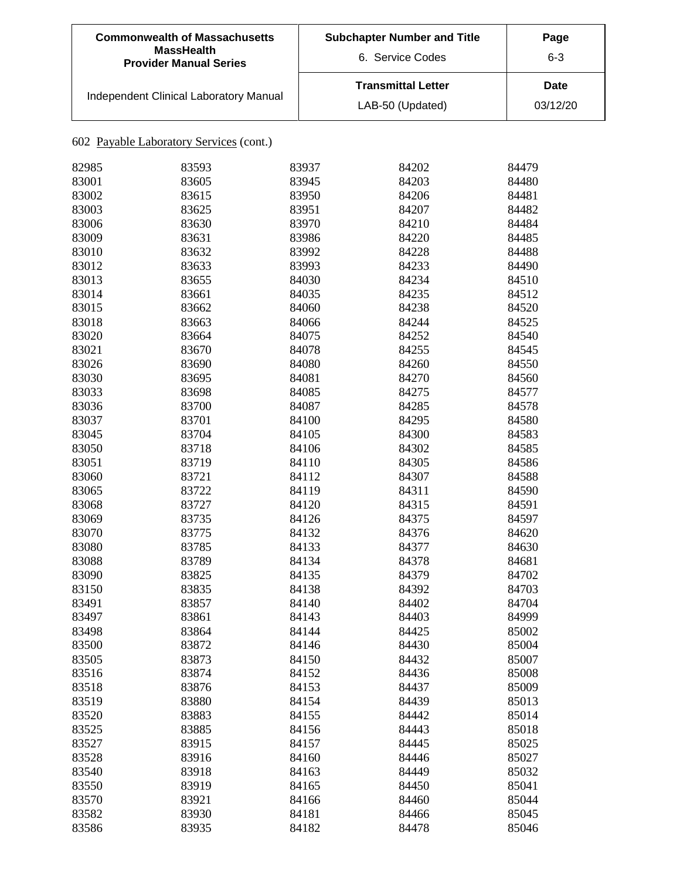602 Payable Laboratory Services (cont.)

| | | | | |
|---|---|---|---|---|
| 82985 | 83593 | 83937 | 84202 | 84479 |
| 83001 | 83605 | 83945 | 84203 | 84480 |
| 83002 | 83615 | 83950 | 84206 | 84481 |
| 83003 | 83625 | 83951 | 84207 | 84482 |
| 83006 | 83630 | 83970 | 84210 | 84484 |
| 83009 | 83631 | 83986 | 84220 | 84485 |
| 83010 | 83632 | 83992 | 84228 | 84488 |
| 83012 | 83633 | 83993 | 84233 | 84490 |
| 83013 | 83655 | 84030 | 84234 | 84510 |
| 83014 | 83661 | 84035 | 84235 | 84512 |
| 83015 | 83662 | 84060 | 84238 | 84520 |
| 83018 | 83663 | 84066 | 84244 | 84525 |
| 83020 | 83664 | 84075 | 84252 | 84540 |
| 83021 | 83670 | 84078 | 84255 | 84545 |
| 83026 | 83690 | 84080 | 84260 | 84550 |
| 83030 | 83695 | 84081 | 84270 | 84560 |
| 83033 | 83698 | 84085 | 84275 | 84577 |
| 83036 | 83700 | 84087 | 84285 | 84578 |
| 83037 | 83701 | 84100 | 84295 | 84580 |
| 83045 | 83704 | 84105 | 84300 | 84583 |
| 83050 | 83718 | 84106 | 84302 | 84585 |
| 83051 | 83719 | 84110 | 84305 | 84586 |
| 83060 | 83721 | 84112 | 84307 | 84588 |
| 83065 | 83722 | 84119 | 84311 | 84590 |
| 83068 | 83727 | 84120 | 84315 | 84591 |
| 83069 | 83735 | 84126 | 84375 | 84597 |
| 83070 | 83775 | 84132 | 84376 | 84620 |
| 83080 | 83785 | 84133 | 84377 | 84630 |
| 83088 | 83789 | 84134 | 84378 | 84681 |
| 83090 | 83825 | 84135 | 84379 | 84702 |
| 83150 | 83835 | 84138 | 84392 | 84703 |
| 83491 | 83857 | 84140 | 84402 | 84704 |
| 83497 | 83861 | 84143 | 84403 | 84999 |
| 83498 | 83864 | 84144 | 84425 | 85002 |
| 83500 | 83872 | 84146 | 84430 | 85004 |
| 83505 | 83873 | 84150 | 84432 | 85007 |
| 83516 | 83874 | 84152 | 84436 | 85008 |
| 83518 | 83876 | 84153 | 84437 | 85009 |
| 83519 | 83880 | 84154 | 84439 | 85013 |
| 83520 | 83883 | 84155 | 84442 | 85014 |
| 83525 | 83885 | 84156 | 84443 | 85018 |
| 83527 | 83915 | 84157 | 84445 | 85025 |
| 83528 | 83916 | 84160 | 84446 | 85027 |
| 83540 | 83918 | 84163 | 84449 | 85032 |
| 83550 | 83919 | 84165 | 84450 | 85041 |
| 83570 | 83921 | 84166 | 84460 | 85044 |
| 83582 | 83930 | 84181 | 84466 | 85045 |
| 83586 | 83935 | 84182 | 84478 | 85046 |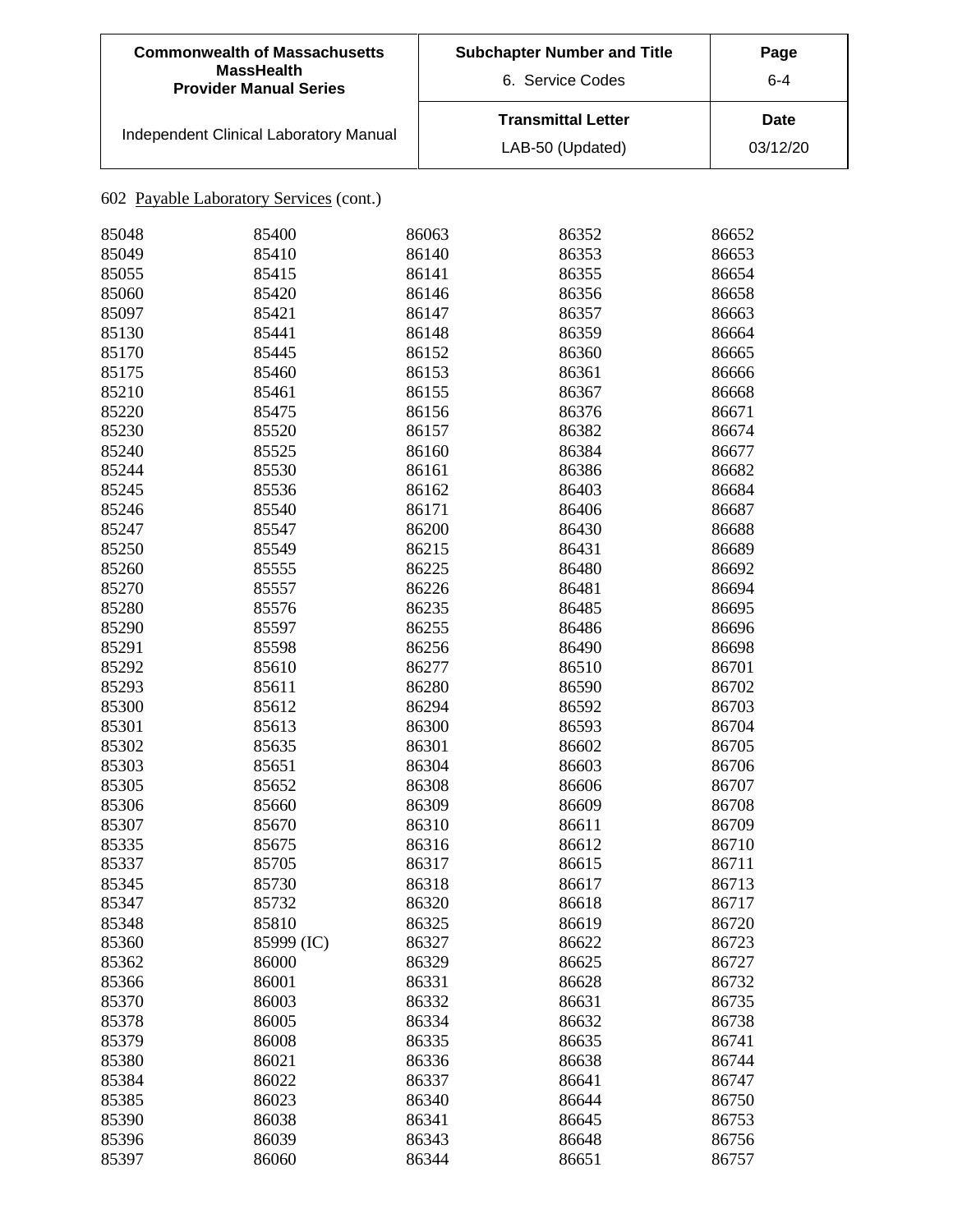602 Payable Laboratory Services (cont.)

| | | | | |
|---|---|---|---|---|
| 85048 | 85400 | 86063 | 86352 | 86652 |
| 85049 | 85410 | 86140 | 86353 | 86653 |
| 85055 | 85415 | 86141 | 86355 | 86654 |
| 85060 | 85420 | 86146 | 86356 | 86658 |
| 85097 | 85421 | 86147 | 86357 | 86663 |
| 85130 | 85441 | 86148 | 86359 | 86664 |
| 85170 | 85445 | 86152 | 86360 | 86665 |
| 85175 | 85460 | 86153 | 86361 | 86666 |
| 85210 | 85461 | 86155 | 86367 | 86668 |
| 85220 | 85475 | 86156 | 86376 | 86671 |
| 85230 | 85520 | 86157 | 86382 | 86674 |
| 85240 | 85525 | 86160 | 86384 | 86677 |
| 85244 | 85530 | 86161 | 86386 | 86682 |
| 85245 | 85536 | 86162 | 86403 | 86684 |
| 85246 | 85540 | 86171 | 86406 | 86687 |
| 85247 | 85547 | 86200 | 86430 | 86688 |
| 85250 | 85549 | 86215 | 86431 | 86689 |
| 85260 | 85555 | 86225 | 86480 | 86692 |
| 85270 | 85557 | 86226 | 86481 | 86694 |
| 85280 | 85576 | 86235 | 86485 | 86695 |
| 85290 | 85597 | 86255 | 86486 | 86696 |
| 85291 | 85598 | 86256 | 86490 | 86698 |
| 85292 | 85610 | 86277 | 86510 | 86701 |
| 85293 | 85611 | 86280 | 86590 | 86702 |
| 85300 | 85612 | 86294 | 86592 | 86703 |
| 85301 | 85613 | 86300 | 86593 | 86704 |
| 85302 | 85635 | 86301 | 86602 | 86705 |
| 85303 | 85651 | 86304 | 86603 | 86706 |
| 85305 | 85652 | 86308 | 86606 | 86707 |
| 85306 | 85660 | 86309 | 86609 | 86708 |
| 85307 | 85670 | 86310 | 86611 | 86709 |
| 85335 | 85675 | 86316 | 86612 | 86710 |
| 85337 | 85705 | 86317 | 86615 | 86711 |
| 85345 | 85730 | 86318 | 86617 | 86713 |
| 85347 | 85732 | 86320 | 86618 | 86717 |
| 85348 | 85810 | 86325 | 86619 | 86720 |
| 85360 | 85999 (IC) | 86327 | 86622 | 86723 |
| 85362 | 86000 | 86329 | 86625 | 86727 |
| 85366 | 86001 | 86331 | 86628 | 86732 |
| 85370 | 86003 | 86332 | 86631 | 86735 |
| 85378 | 86005 | 86334 | 86632 | 86738 |
| 85379 | 86008 | 86335 | 86635 | 86741 |
| 85380 | 86021 | 86336 | 86638 | 86744 |
| 85384 | 86022 | 86337 | 86641 | 86747 |
| 85385 | 86023 | 86340 | 86644 | 86750 |
| 85390 | 86038 | 86341 | 86645 | 86753 |
| 85396 | 86039 | 86343 | 86648 | 86756 |
| 85397 | 86060 | 86344 | 86651 | 86757 |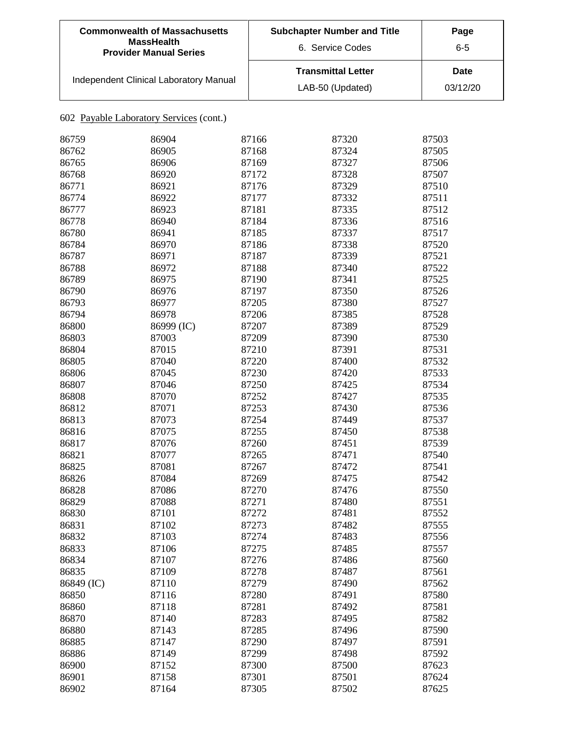602 Payable Laboratory Services (cont.)

| | | | | |
|---|---|---|---|---|
| 86759 | 86904 | 87166 | 87320 | 87503 |
| 86762 | 86905 | 87168 | 87324 | 87505 |
| 86765 | 86906 | 87169 | 87327 | 87506 |
| 86768 | 86920 | 87172 | 87328 | 87507 |
| 86771 | 86921 | 87176 | 87329 | 87510 |
| 86774 | 86922 | 87177 | 87332 | 87511 |
| 86777 | 86923 | 87181 | 87335 | 87512 |
| 86778 | 86940 | 87184 | 87336 | 87516 |
| 86780 | 86941 | 87185 | 87337 | 87517 |
| 86784 | 86970 | 87186 | 87338 | 87520 |
| 86787 | 86971 | 87187 | 87339 | 87521 |
| 86788 | 86972 | 87188 | 87340 | 87522 |
| 86789 | 86975 | 87190 | 87341 | 87525 |
| 86790 | 86976 | 87197 | 87350 | 87526 |
| 86793 | 86977 | 87205 | 87380 | 87527 |
| 86794 | 86978 | 87206 | 87385 | 87528 |
| 86800 | 86999 (IC) | 87207 | 87389 | 87529 |
| 86803 | 87003 | 87209 | 87390 | 87530 |
| 86804 | 87015 | 87210 | 87391 | 87531 |
| 86805 | 87040 | 87220 | 87400 | 87532 |
| 86806 | 87045 | 87230 | 87420 | 87533 |
| 86807 | 87046 | 87250 | 87425 | 87534 |
| 86808 | 87070 | 87252 | 87427 | 87535 |
| 86812 | 87071 | 87253 | 87430 | 87536 |
| 86813 | 87073 | 87254 | 87449 | 87537 |
| 86816 | 87075 | 87255 | 87450 | 87538 |
| 86817 | 87076 | 87260 | 87451 | 87539 |
| 86821 | 87077 | 87265 | 87471 | 87540 |
| 86825 | 87081 | 87267 | 87472 | 87541 |
| 86826 | 87084 | 87269 | 87475 | 87542 |
| 86828 | 87086 | 87270 | 87476 | 87550 |
| 86829 | 87088 | 87271 | 87480 | 87551 |
| 86830 | 87101 | 87272 | 87481 | 87552 |
| 86831 | 87102 | 87273 | 87482 | 87555 |
| 86832 | 87103 | 87274 | 87483 | 87556 |
| 86833 | 87106 | 87275 | 87485 | 87557 |
| 86834 | 87107 | 87276 | 87486 | 87560 |
| 86835 | 87109 | 87278 | 87487 | 87561 |
| 86849 (IC) | 87110 | 87279 | 87490 | 87562 |
| 86850 | 87116 | 87280 | 87491 | 87580 |
| 86860 | 87118 | 87281 | 87492 | 87581 |
| 86870 | 87140 | 87283 | 87495 | 87582 |
| 86880 | 87143 | 87285 | 87496 | 87590 |
| 86885 | 87147 | 87290 | 87497 | 87591 |
| 86886 | 87149 | 87299 | 87498 | 87592 |
| 86900 | 87152 | 87300 | 87500 | 87623 |
| 86901 | 87158 | 87301 | 87501 | 87624 |
| 86902 | 87164 | 87305 | 87502 | 87625 |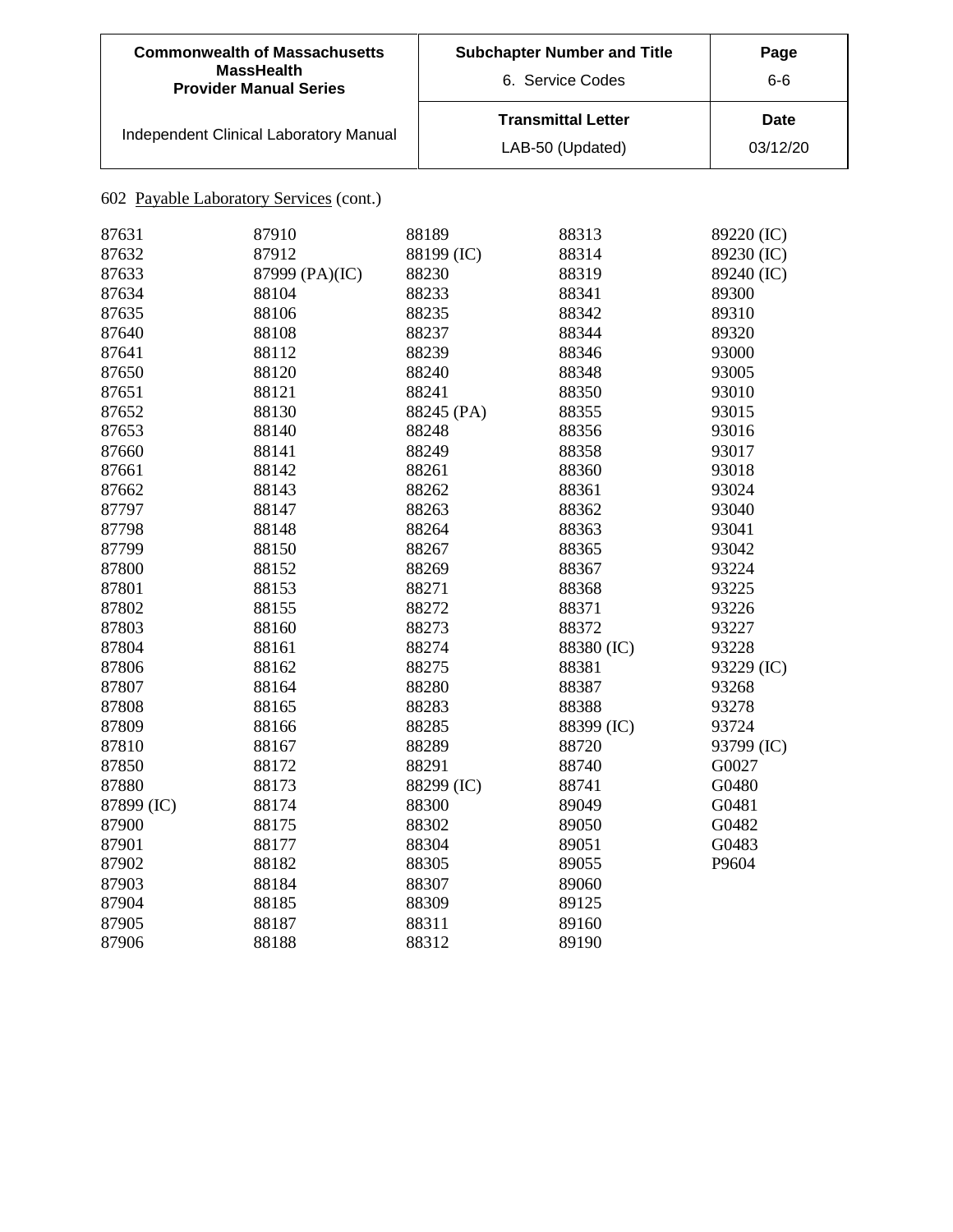602 Payable Laboratory Services (cont.)

| | | | | |
|---|---|---|---|---|
| 87631 | 87910 | 88189 | 88313 | 89220 (IC) |
| 87632 | 87912 | 88199 (IC) | 88314 | 89230 (IC) |
| 87633 | 87999 (PA)(IC) | 88230 | 88319 | 89240 (IC) |
| 87634 | 88104 | 88233 | 88341 | 89300 |
| 87635 | 88106 | 88235 | 88342 | 89310 |
| 87640 | 88108 | 88237 | 88344 | 89320 |
| 87641 | 88112 | 88239 | 88346 | 93000 |
| 87650 | 88120 | 88240 | 88348 | 93005 |
| 87651 | 88121 | 88241 | 88350 | 93010 |
| 87652 | 88130 | 88245 (PA) | 88355 | 93015 |
| 87653 | 88140 | 88248 | 88356 | 93016 |
| 87660 | 88141 | 88249 | 88358 | 93017 |
| 87661 | 88142 | 88261 | 88360 | 93018 |
| 87662 | 88143 | 88262 | 88361 | 93024 |
| 87797 | 88147 | 88263 | 88362 | 93040 |
| 87798 | 88148 | 88264 | 88363 | 93041 |
| 87799 | 88150 | 88267 | 88365 | 93042 |
| 87800 | 88152 | 88269 | 88367 | 93224 |
| 87801 | 88153 | 88271 | 88368 | 93225 |
| 87802 | 88155 | 88272 | 88371 | 93226 |
| 87803 | 88160 | 88273 | 88372 | 93227 |
| 87804 | 88161 | 88274 | 88380 (IC) | 93228 |
| 87806 | 88162 | 88275 | 88381 | 93229 (IC) |
| 87807 | 88164 | 88280 | 88387 | 93268 |
| 87808 | 88165 | 88283 | 88388 | 93278 |
| 87809 | 88166 | 88285 | 88399 (IC) | 93724 |
| 87810 | 88167 | 88289 | 88720 | 93799 (IC) |
| 87850 | 88172 | 88291 | 88740 | G0027 |
| 87880 | 88173 | 88299 (IC) | 88741 | G0480 |
| 87899 (IC) | 88174 | 88300 | 89049 | G0481 |
| 87900 | 88175 | 88302 | 89050 | G0482 |
| 87901 | 88177 | 88304 | 89051 | G0483 |
| 87902 | 88182 | 88305 | 89055 | P9604 |
| 87903 | 88184 | 88307 | 89060 | |
| 87904 | 88185 | 88309 | 89125 | |
| 87905 | 88187 | 88311 | 89160 | |
| 87906 | 88188 | 88312 | 89190 | |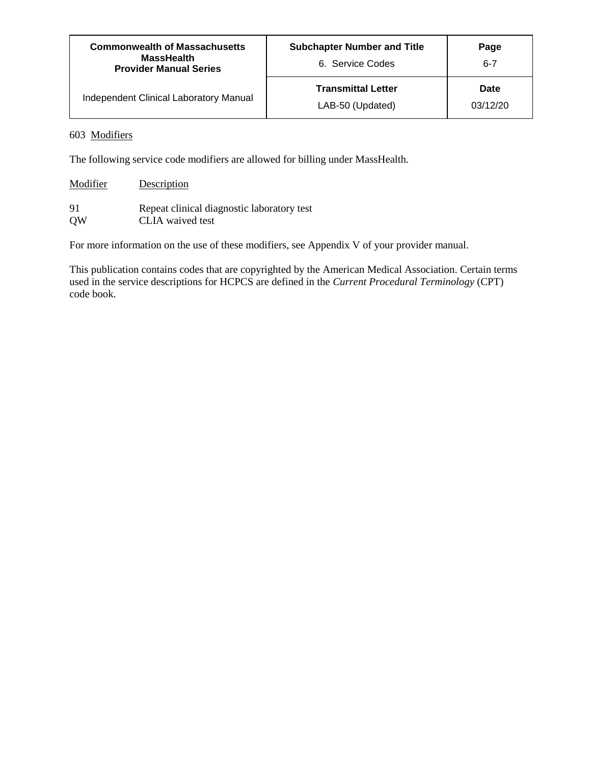## 603 Modifiers

The following service code modifiers are allowed for billing under MassHealth.

| Modifier | Description |
| --- | --- |
| 91 | Repeat clinical diagnostic laboratory test |
| QW | CLIA waived test |

For more information on the use of these modifiers, see Appendix V of your provider manual.

This publication contains codes that are copyrighted by the American Medical Association. Certain terms used in the service descriptions for HCPCS are defined in the *Current Procedural Terminology* (CPT) code book.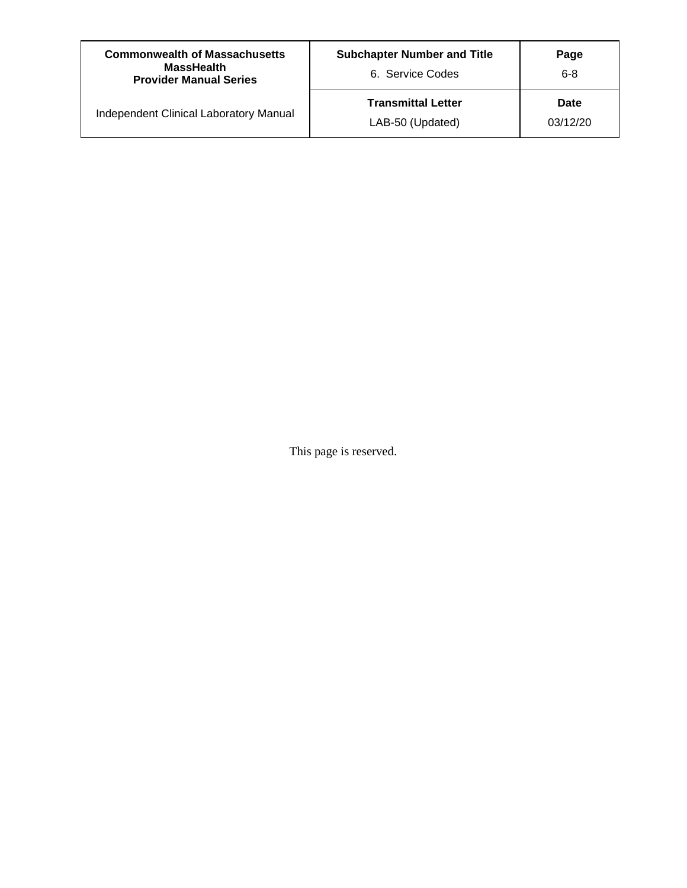This page is reserved.